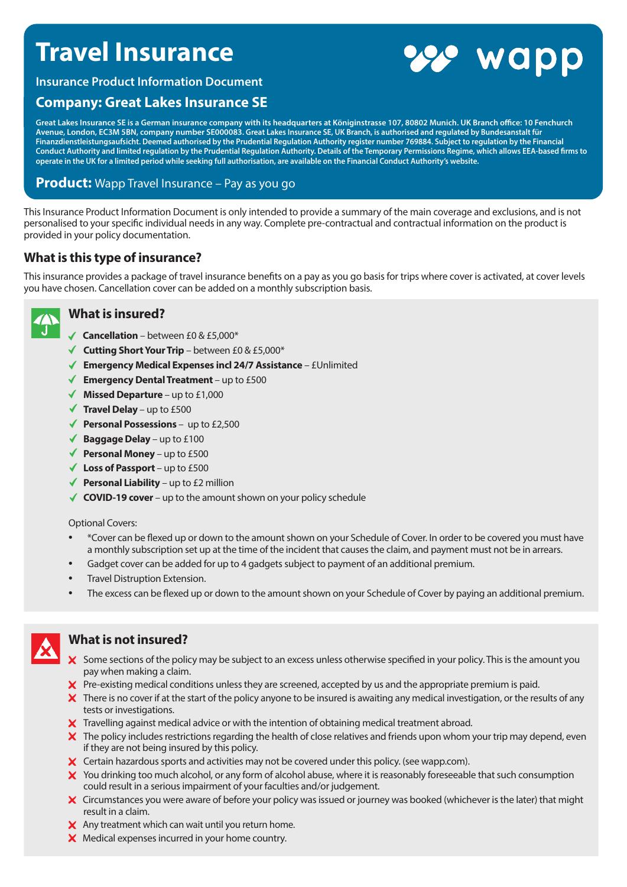# Travel Insurance

wapp

**Insurance Product Information Document**

## Company: Great Lakes Insurance SE

**Great Lakes Insurance SE is a German insurance company with its headquarters at Königinstrasse 107, 80802 Munich. UK Branch office: 10 Fenchurch Avenue, London, EC3M 5BN, company number SE000083. Great Lakes Insurance SE, UK Branch, is authorised and regulated by Bundesanstalt für Finanzdienstleistungsaufsicht. Deemed authorised by the Prudential Regulation Authority register number 769884. Subject to regulation by the Financial Conduct Authority and limited regulation by the Prudential Regulation Authority. Details of the Temporary Permissions Regime, which allows EEA-based firms to operate in the UK for a limited period while seeking full authorisation, are available on the Financial Conduct Authority's website.**

**Product:** Wapp Travel Insurance – Pay as you go

This Insurance Product Information Document is only intended to provide a summary of the main coverage and exclusions, and is not personalised to your specific individual needs in any way. Complete pre-contractual and contractual information on the product is provided in your policy documentation.

## What is this type of insurance?

This insurance provides a package of travel insurance benefits on a pay as you go basis for trips where cover is activated, at cover levels you have chosen. Cancellation cover can be added on a monthly subscription basis.

### What is insured?

- ✓ **Cancellation** – between £0 & £5,000*
- ✓ **Cutting Short Your Trip** – between £0 & £5,000*
- ✓ **Emergency Medical Expenses incl 24/7 Assistance** – £Unlimited
- ✓ **Emergency Dental Treatment** – up to £500
- ✓ **Missed Departure** – up to £1,000
- ✓ **Travel Delay** – up to £500
- ✓ **Personal Possessions** – up to £2,500
- ✓ **Baggage Delay** – up to £100
- ✓ **Personal Money** – up to £500
- ✓ **Loss of Passport** – up to £500
- ✓ **Personal Liability** – up to £2 million
- ✓ **COVID-19 cover** – up to the amount shown on your policy schedule

Optional Covers:

- *Cover can be flexed up or down to the amount shown on your Schedule of Cover. In order to be covered you must have a monthly subscription set up at the time of the incident that causes the claim, and payment must not be in arrears.
- Gadget cover can be added for up to 4 gadgets subject to payment of an additional premium.
- Travel Distruption Extension.
- The excess can be flexed up or down to the amount shown on your Schedule of Cover by paying an additional premium.

### What is not insured?

- ✗ Some sections of the policy may be subject to an excess unless otherwise specified in your policy. This is the amount you pay when making a claim.
- ✗ Pre-existing medical conditions unless they are screened, accepted by us and the appropriate premium is paid.
- ✗ There is no cover if at the start of the policy anyone to be insured is awaiting any medical investigation, or the results of any tests or investigations.
- ✗ Travelling against medical advice or with the intention of obtaining medical treatment abroad.
- ✗ The policy includes restrictions regarding the health of close relatives and friends upon whom your trip may depend, even if they are not being insured by this policy.
- ✗ Certain hazardous sports and activities may not be covered under this policy. (see wapp.com).
- ✗ You drinking too much alcohol, or any form of alcohol abuse, where it is reasonably foreseeable that such consumption could result in a serious impairment of your faculties and/or judgement.
- ✗ Circumstances you were aware of before your policy was issued or journey was booked (whichever is the later) that might result in a claim.
- ✗ Any treatment which can wait until you return home.
- ✗ Medical expenses incurred in your home country.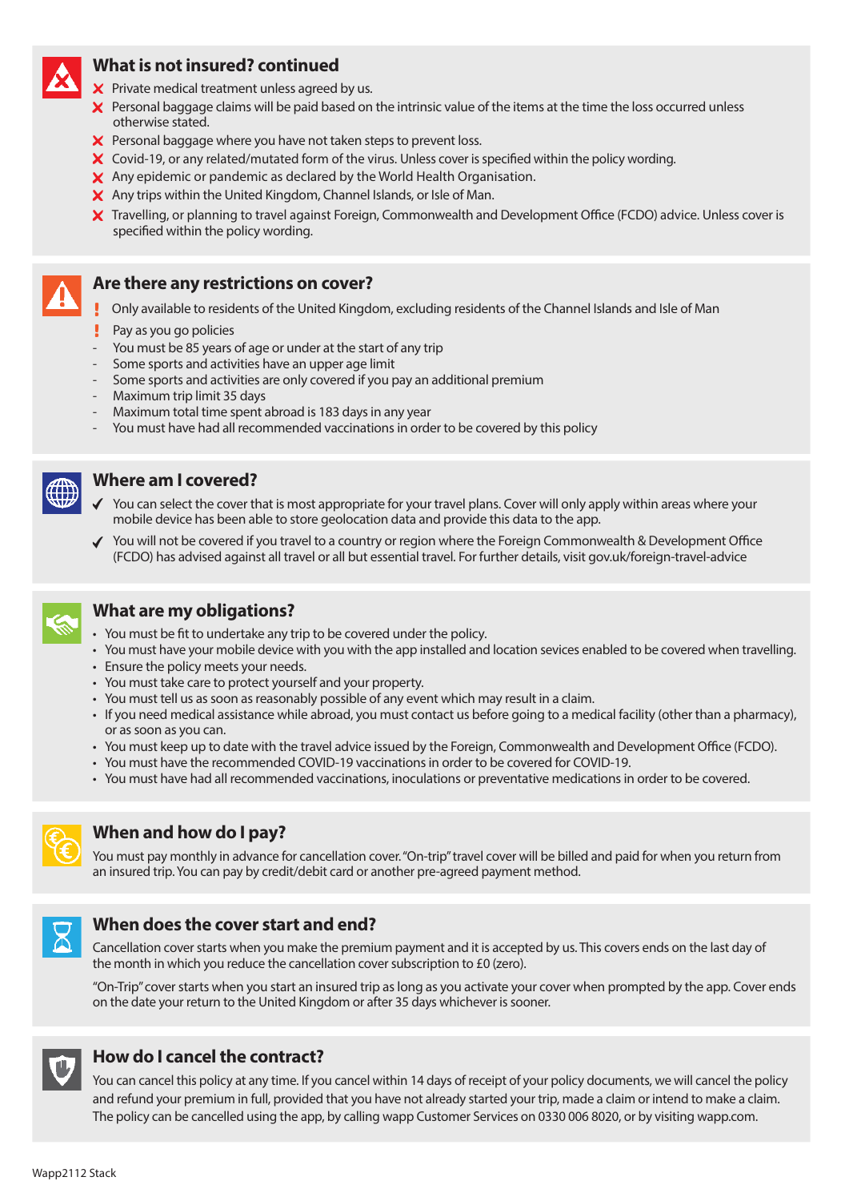## What is not insured? continued

- ✗ Private medical treatment unless agreed by us.
- ✗ Personal baggage claims will be paid based on the intrinsic value of the items at the time the loss occurred unless otherwise stated.
- ✗ Personal baggage where you have not taken steps to prevent loss.
- ✗ Covid-19, or any related/mutated form of the virus. Unless cover is specified within the policy wording.
- ✗ Any epidemic or pandemic as declared by the World Health Organisation.
- ✗ Any trips within the United Kingdom, Channel Islands, or Isle of Man.
- ✗ Travelling, or planning to travel against Foreign, Commonwealth and Development Office (FCDO) advice. Unless cover is specified within the policy wording.

## Are there any restrictions on cover?

- ! Only available to residents of the United Kingdom, excluding residents of the Channel Islands and Isle of Man
- ! Pay as you go policies
  - You must be 85 years of age or under at the start of any trip
  - Some sports and activities have an upper age limit
  - Some sports and activities are only covered if you pay an additional premium
  - Maximum trip limit 35 days
  - Maximum total time spent abroad is 183 days in any year
  - You must have had all recommended vaccinations in order to be covered by this policy

## Where am I covered?

- ✓ You can select the cover that is most appropriate for your travel plans. Cover will only apply within areas where your mobile device has been able to store geolocation data and provide this data to the app.
- ✓ You will not be covered if you travel to a country or region where the Foreign Commonwealth & Development Office (FCDO) has advised against all travel or all but essential travel. For further details, visit gov.uk/foreign-travel-advice

## What are my obligations?

- You must be fit to undertake any trip to be covered under the policy.
- You must have your mobile device with you with the app installed and location sevices enabled to be covered when travelling.
- Ensure the policy meets your needs.
- You must take care to protect yourself and your property.
- You must tell us as soon as reasonably possible of any event which may result in a claim.
- If you need medical assistance while abroad, you must contact us before going to a medical facility (other than a pharmacy), or as soon as you can.
- You must keep up to date with the travel advice issued by the Foreign, Commonwealth and Development Office (FCDO).
- You must have the recommended COVID-19 vaccinations in order to be covered for COVID-19.
- You must have had all recommended vaccinations, inoculations or preventative medications in order to be covered.

## When and how do I pay?

You must pay monthly in advance for cancellation cover. "On-trip" travel cover will be billed and paid for when you return from an insured trip. You can pay by credit/debit card or another pre-agreed payment method.

## When does the cover start and end?

Cancellation cover starts when you make the premium payment and it is accepted by us. This covers ends on the last day of the month in which you reduce the cancellation cover subscription to £0 (zero).

"On-Trip" cover starts when you start an insured trip as long as you activate your cover when prompted by the app. Cover ends on the date your return to the United Kingdom or after 35 days whichever is sooner.

## How do I cancel the contract?

You can cancel this policy at any time. If you cancel within 14 days of receipt of your policy documents, we will cancel the policy and refund your premium in full, provided that you have not already started your trip, made a claim or intend to make a claim. The policy can be cancelled using the app, by calling wapp Customer Services on 0330 006 8020, or by visiting wapp.com.

Wapp2112 Stack